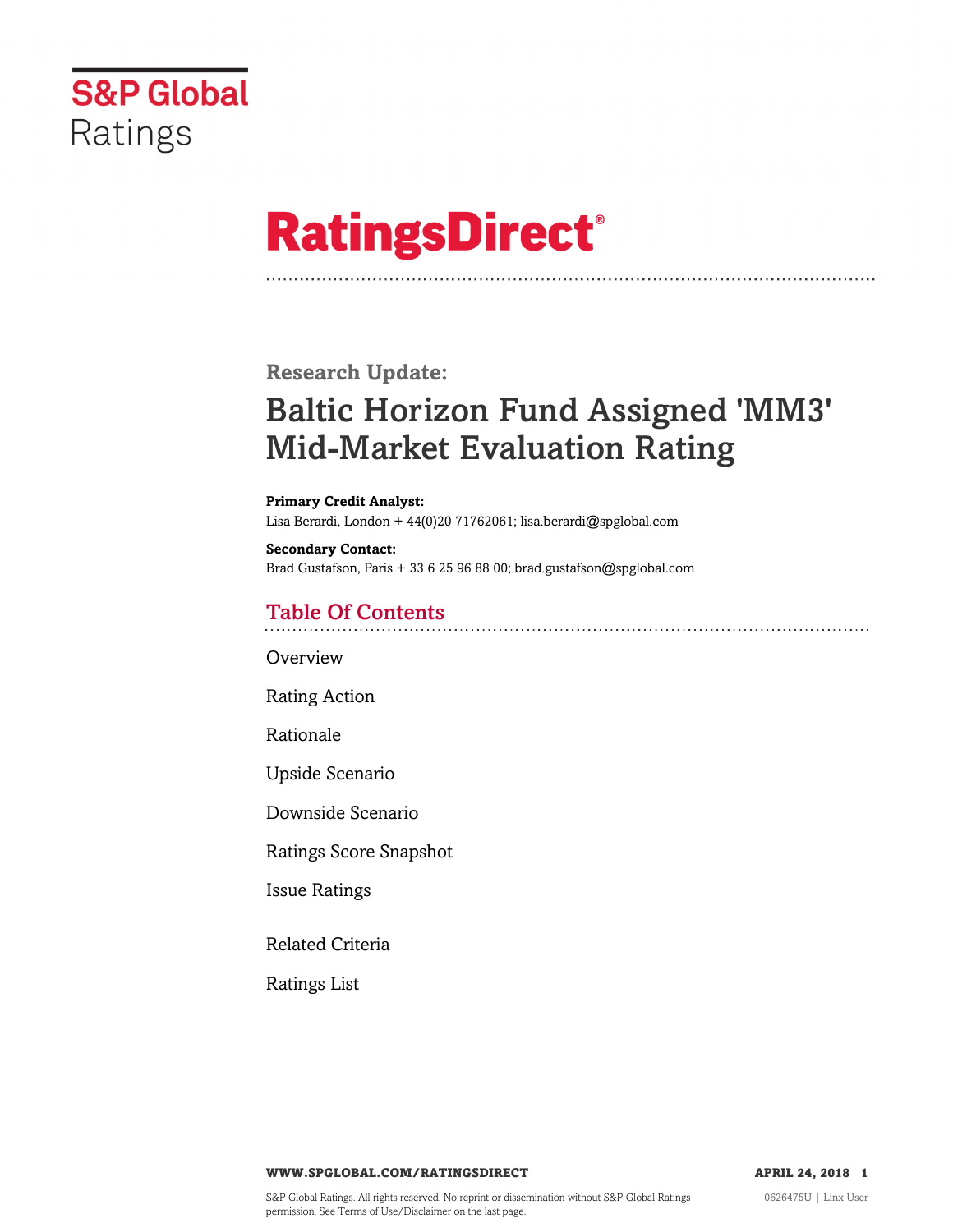S&P Global Ratings

# RatingsDirect®

## Research Update:

# Baltic Horizon Fund Assigned 'MM3' Mid-Market Evaluation Rating

**Primary Credit Analyst:**
Lisa Berardi, London + 44(0)20 71762061; lisa.berardi@spglobal.com

**Secondary Contact:**
Brad Gustafson, Paris + 33 6 25 96 88 00; brad.gustafson@spglobal.com

## Table Of Contents

Overview

Rating Action

Rationale

Upside Scenario

Downside Scenario

Ratings Score Snapshot

Issue Ratings

Related Criteria

Ratings List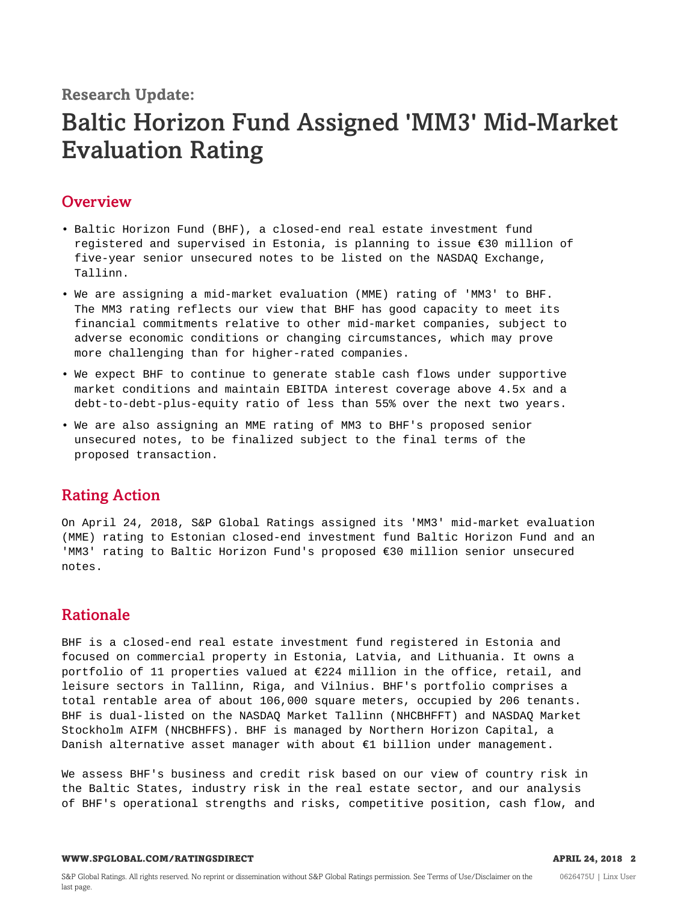### Research Update:

# Baltic Horizon Fund Assigned 'MM3' Mid-Market Evaluation Rating

## Overview

- Baltic Horizon Fund (BHF), a closed-end real estate investment fund registered and supervised in Estonia, is planning to issue €30 million of five-year senior unsecured notes to be listed on the NASDAQ Exchange, Tallinn.
- We are assigning a mid-market evaluation (MME) rating of 'MM3' to BHF. The MM3 rating reflects our view that BHF has good capacity to meet its financial commitments relative to other mid-market companies, subject to adverse economic conditions or changing circumstances, which may prove more challenging than for higher-rated companies.
- We expect BHF to continue to generate stable cash flows under supportive market conditions and maintain EBITDA interest coverage above 4.5x and a debt-to-debt-plus-equity ratio of less than 55% over the next two years.
- We are also assigning an MME rating of MM3 to BHF's proposed senior unsecured notes, to be finalized subject to the final terms of the proposed transaction.

## Rating Action

On April 24, 2018, S&P Global Ratings assigned its 'MM3' mid-market evaluation (MME) rating to Estonian closed-end investment fund Baltic Horizon Fund and an 'MM3' rating to Baltic Horizon Fund's proposed €30 million senior unsecured notes.

## Rationale

BHF is a closed-end real estate investment fund registered in Estonia and focused on commercial property in Estonia, Latvia, and Lithuania. It owns a portfolio of 11 properties valued at €224 million in the office, retail, and leisure sectors in Tallinn, Riga, and Vilnius. BHF's portfolio comprises a total rentable area of about 106,000 square meters, occupied by 206 tenants. BHF is dual-listed on the NASDAQ Market Tallinn (NHCBHFFT) and NASDAQ Market Stockholm AIFM (NHCBHFFS). BHF is managed by Northern Horizon Capital, a Danish alternative asset manager with about €1 billion under management.

We assess BHF's business and credit risk based on our view of country risk in the Baltic States, industry risk in the real estate sector, and our analysis of BHF's operational strengths and risks, competitive position, cash flow, and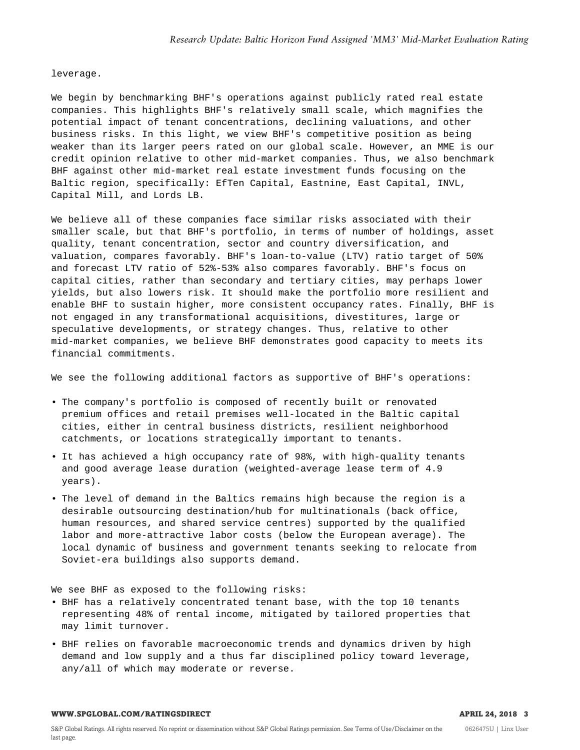leverage.

We begin by benchmarking BHF's operations against publicly rated real estate companies. This highlights BHF's relatively small scale, which magnifies the potential impact of tenant concentrations, declining valuations, and other business risks. In this light, we view BHF's competitive position as being weaker than its larger peers rated on our global scale. However, an MME is our credit opinion relative to other mid-market companies. Thus, we also benchmark BHF against other mid-market real estate investment funds focusing on the Baltic region, specifically: EfTen Capital, Eastnine, East Capital, INVL, Capital Mill, and Lords LB.

We believe all of these companies face similar risks associated with their smaller scale, but that BHF's portfolio, in terms of number of holdings, asset quality, tenant concentration, sector and country diversification, and valuation, compares favorably. BHF's loan-to-value (LTV) ratio target of 50% and forecast LTV ratio of 52%-53% also compares favorably. BHF's focus on capital cities, rather than secondary and tertiary cities, may perhaps lower yields, but also lowers risk. It should make the portfolio more resilient and enable BHF to sustain higher, more consistent occupancy rates. Finally, BHF is not engaged in any transformational acquisitions, divestitures, large or speculative developments, or strategy changes. Thus, relative to other mid-market companies, we believe BHF demonstrates good capacity to meets its financial commitments.

We see the following additional factors as supportive of BHF's operations:

- The company's portfolio is composed of recently built or renovated premium offices and retail premises well-located in the Baltic capital cities, either in central business districts, resilient neighborhood catchments, or locations strategically important to tenants.
- It has achieved a high occupancy rate of 98%, with high-quality tenants and good average lease duration (weighted-average lease term of 4.9 years).
- The level of demand in the Baltics remains high because the region is a desirable outsourcing destination/hub for multinationals (back office, human resources, and shared service centres) supported by the qualified labor and more-attractive labor costs (below the European average). The local dynamic of business and government tenants seeking to relocate from Soviet-era buildings also supports demand.

We see BHF as exposed to the following risks:

- BHF has a relatively concentrated tenant base, with the top 10 tenants representing 48% of rental income, mitigated by tailored properties that may limit turnover.
- BHF relies on favorable macroeconomic trends and dynamics driven by high demand and low supply and a thus far disciplined policy toward leverage, any/all of which may moderate or reverse.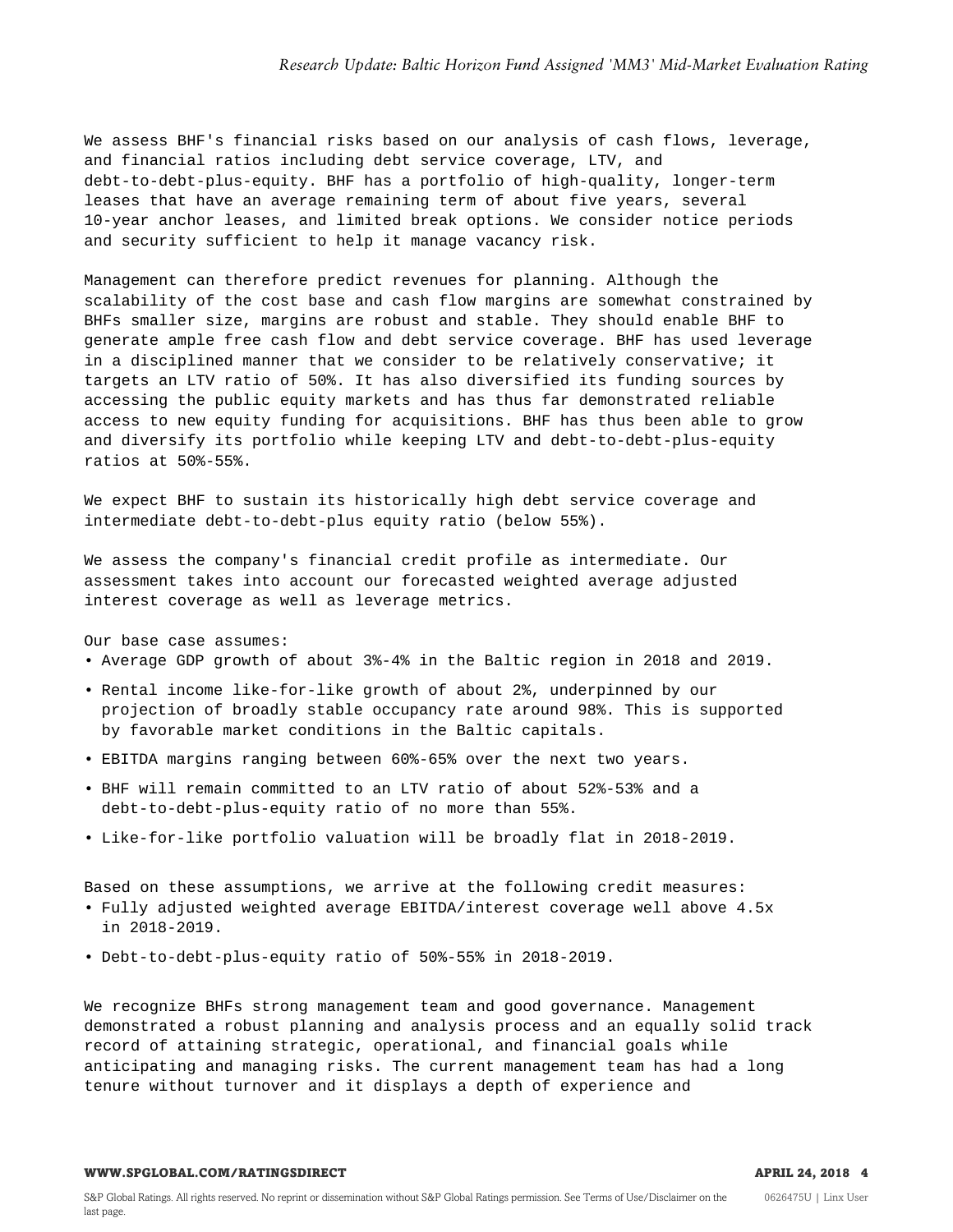We assess BHF's financial risks based on our analysis of cash flows, leverage, and financial ratios including debt service coverage, LTV, and debt-to-debt-plus-equity. BHF has a portfolio of high-quality, longer-term leases that have an average remaining term of about five years, several 10-year anchor leases, and limited break options. We consider notice periods and security sufficient to help it manage vacancy risk.

Management can therefore predict revenues for planning. Although the scalability of the cost base and cash flow margins are somewhat constrained by BHFs smaller size, margins are robust and stable. They should enable BHF to generate ample free cash flow and debt service coverage. BHF has used leverage in a disciplined manner that we consider to be relatively conservative; it targets an LTV ratio of 50%. It has also diversified its funding sources by accessing the public equity markets and has thus far demonstrated reliable access to new equity funding for acquisitions. BHF has thus been able to grow and diversify its portfolio while keeping LTV and debt-to-debt-plus-equity ratios at 50%-55%.

We expect BHF to sustain its historically high debt service coverage and intermediate debt-to-debt-plus equity ratio (below 55%).

We assess the company's financial credit profile as intermediate. Our assessment takes into account our forecasted weighted average adjusted interest coverage as well as leverage metrics.

Our base case assumes:

- Average GDP growth of about 3%-4% in the Baltic region in 2018 and 2019.
- Rental income like-for-like growth of about 2%, underpinned by our projection of broadly stable occupancy rate around 98%. This is supported by favorable market conditions in the Baltic capitals.
- EBITDA margins ranging between 60%-65% over the next two years.
- BHF will remain committed to an LTV ratio of about 52%-53% and a debt-to-debt-plus-equity ratio of no more than 55%.
- Like-for-like portfolio valuation will be broadly flat in 2018-2019.

Based on these assumptions, we arrive at the following credit measures:

- Fully adjusted weighted average EBITDA/interest coverage well above 4.5x in 2018-2019.
- Debt-to-debt-plus-equity ratio of 50%-55% in 2018-2019.

We recognize BHFs strong management team and good governance. Management demonstrated a robust planning and analysis process and an equally solid track record of attaining strategic, operational, and financial goals while anticipating and managing risks. The current management team has had a long tenure without turnover and it displays a depth of experience and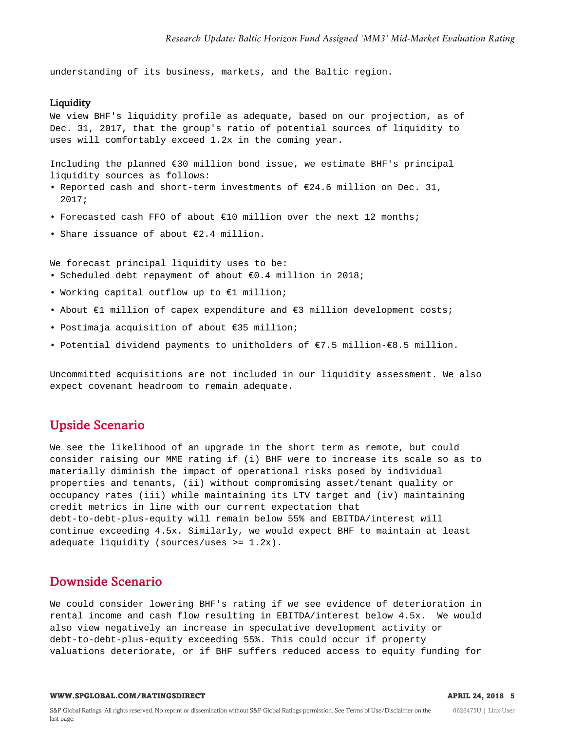understanding of its business, markets, and the Baltic region.

### Liquidity

We view BHF's liquidity profile as adequate, based on our projection, as of Dec. 31, 2017, that the group's ratio of potential sources of liquidity to uses will comfortably exceed 1.2x in the coming year.

Including the planned €30 million bond issue, we estimate BHF's principal liquidity sources as follows:

- Reported cash and short-term investments of €24.6 million on Dec. 31, 2017;
- Forecasted cash FFO of about €10 million over the next 12 months;
- Share issuance of about €2.4 million.

We forecast principal liquidity uses to be:

- Scheduled debt repayment of about €0.4 million in 2018;
- Working capital outflow up to €1 million;
- About €1 million of capex expenditure and €3 million development costs;
- Postimaja acquisition of about €35 million;
- Potential dividend payments to unitholders of €7.5 million-€8.5 million.

Uncommitted acquisitions are not included in our liquidity assessment. We also expect covenant headroom to remain adequate.

## Upside Scenario

We see the likelihood of an upgrade in the short term as remote, but could consider raising our MME rating if (i) BHF were to increase its scale so as to materially diminish the impact of operational risks posed by individual properties and tenants, (ii) without compromising asset/tenant quality or occupancy rates (iii) while maintaining its LTV target and (iv) maintaining credit metrics in line with our current expectation that debt-to-debt-plus-equity will remain below 55% and EBITDA/interest will continue exceeding 4.5x. Similarly, we would expect BHF to maintain at least adequate liquidity (sources/uses >= 1.2x).

## Downside Scenario

We could consider lowering BHF's rating if we see evidence of deterioration in rental income and cash flow resulting in EBITDA/interest below 4.5x. We would also view negatively an increase in speculative development activity or debt-to-debt-plus-equity exceeding 55%. This could occur if property valuations deteriorate, or if BHF suffers reduced access to equity funding for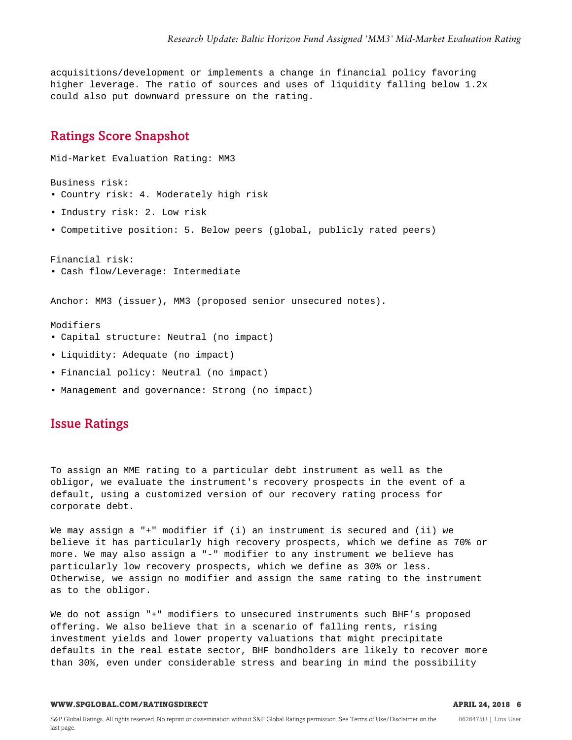acquisitions/development or implements a change in financial policy favoring higher leverage. The ratio of sources and uses of liquidity falling below 1.2x could also put downward pressure on the rating.

## Ratings Score Snapshot

Mid-Market Evaluation Rating: MM3

Business risk:

- Country risk: 4. Moderately high risk
- Industry risk: 2. Low risk
- Competitive position: 5. Below peers (global, publicly rated peers)

Financial risk:

- Cash flow/Leverage: Intermediate

Anchor: MM3 (issuer), MM3 (proposed senior unsecured notes).

Modifiers

- Capital structure: Neutral (no impact)
- Liquidity: Adequate (no impact)
- Financial policy: Neutral (no impact)
- Management and governance: Strong (no impact)

## Issue Ratings

To assign an MME rating to a particular debt instrument as well as the obligor, we evaluate the instrument's recovery prospects in the event of a default, using a customized version of our recovery rating process for corporate debt.

We may assign a "+" modifier if (i) an instrument is secured and (ii) we believe it has particularly high recovery prospects, which we define as 70% or more. We may also assign a "-" modifier to any instrument we believe has particularly low recovery prospects, which we define as 30% or less. Otherwise, we assign no modifier and assign the same rating to the instrument as to the obligor.

We do not assign "+" modifiers to unsecured instruments such BHF's proposed offering. We also believe that in a scenario of falling rents, rising investment yields and lower property valuations that might precipitate defaults in the real estate sector, BHF bondholders are likely to recover more than 30%, even under considerable stress and bearing in mind the possibility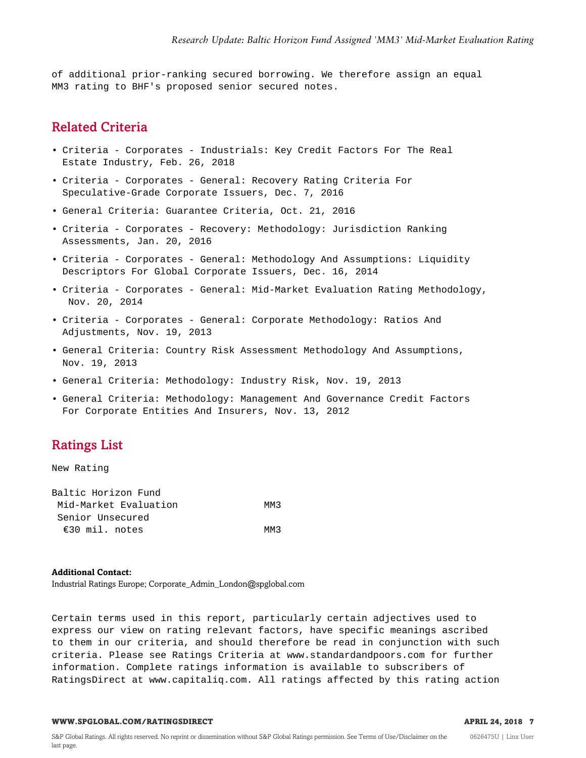of additional prior-ranking secured borrowing. We therefore assign an equal MM3 rating to BHF's proposed senior secured notes.

## Related Criteria

- Criteria - Corporates - Industrials: Key Credit Factors For The Real Estate Industry, Feb. 26, 2018
- Criteria - Corporates - General: Recovery Rating Criteria For Speculative-Grade Corporate Issuers, Dec. 7, 2016
- General Criteria: Guarantee Criteria, Oct. 21, 2016
- Criteria - Corporates - Recovery: Methodology: Jurisdiction Ranking Assessments, Jan. 20, 2016
- Criteria - Corporates - General: Methodology And Assumptions: Liquidity Descriptors For Global Corporate Issuers, Dec. 16, 2014
- Criteria - Corporates - General: Mid-Market Evaluation Rating Methodology, Nov. 20, 2014
- Criteria - Corporates - General: Corporate Methodology: Ratios And Adjustments, Nov. 19, 2013
- General Criteria: Country Risk Assessment Methodology And Assumptions, Nov. 19, 2013
- General Criteria: Methodology: Industry Risk, Nov. 19, 2013
- General Criteria: Methodology: Management And Governance Credit Factors For Corporate Entities And Insurers, Nov. 13, 2012

## Ratings List

New Rating

| Baltic Horizon Fund | |
|---|---|
| Mid-Market Evaluation | MM3 |
| Senior Unsecured | |
| €30 mil. notes | MM3 |

**Additional Contact:**
Industrial Ratings Europe; Corporate_Admin_London@spglobal.com

Certain terms used in this report, particularly certain adjectives used to express our view on rating relevant factors, have specific meanings ascribed to them in our criteria, and should therefore be read in conjunction with such criteria. Please see Ratings Criteria at www.standardandpoors.com for further information. Complete ratings information is available to subscribers of RatingsDirect at www.capitaliq.com. All ratings affected by this rating action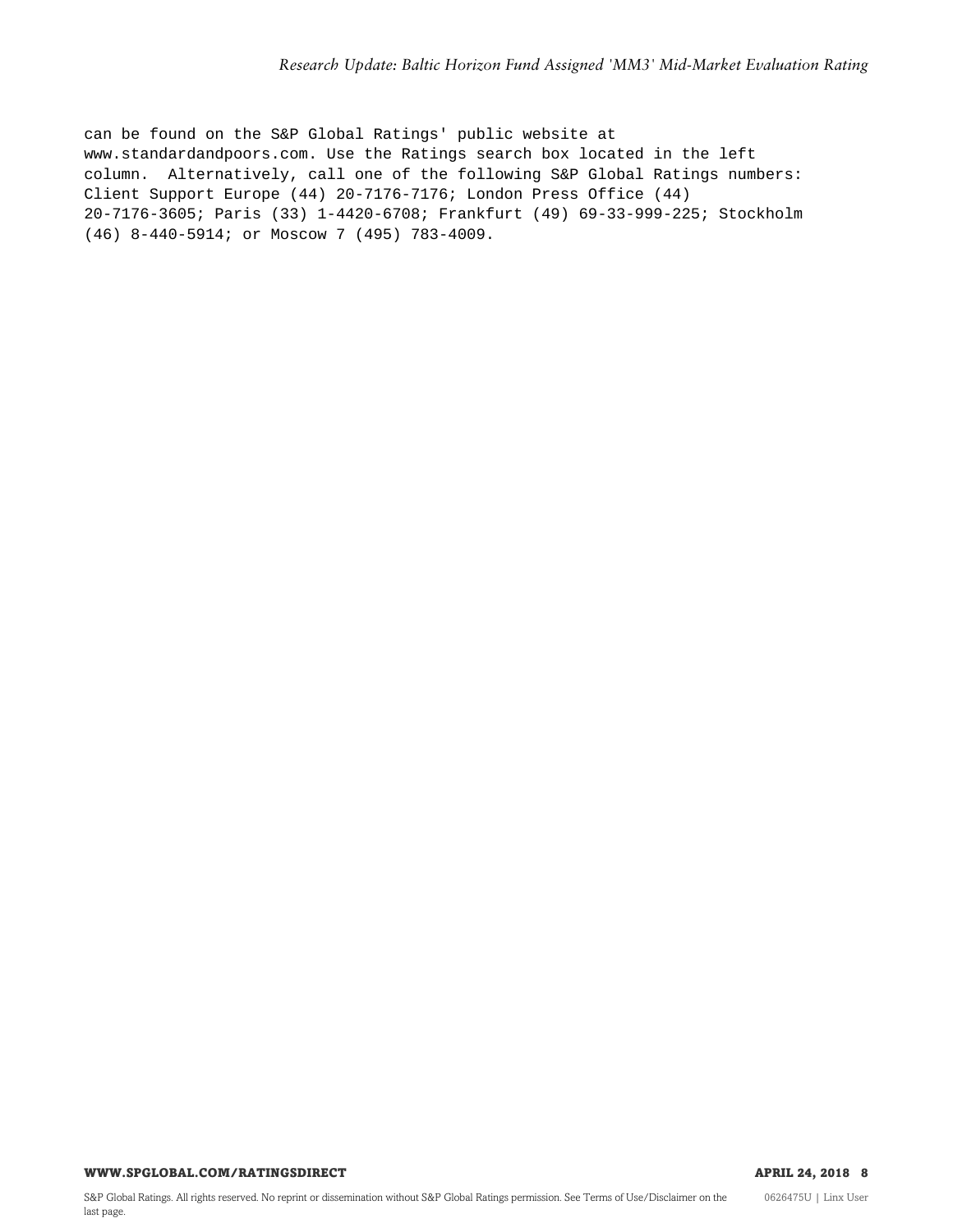can be found on the S&P Global Ratings' public website at www.standardandpoors.com. Use the Ratings search box located in the left column. Alternatively, call one of the following S&P Global Ratings numbers: Client Support Europe (44) 20-7176-7176; London Press Office (44) 20-7176-3605; Paris (33) 1-4420-6708; Frankfurt (49) 69-33-999-225; Stockholm (46) 8-440-5914; or Moscow 7 (495) 783-4009.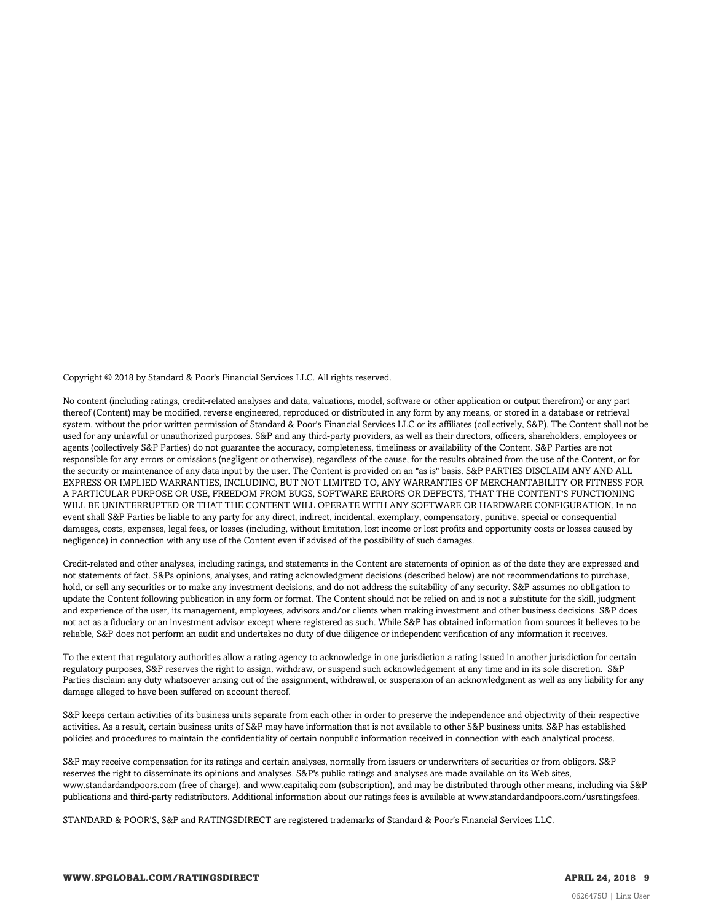Copyright © 2018 by Standard & Poor's Financial Services LLC. All rights reserved.

No content (including ratings, credit-related analyses and data, valuations, model, software or other application or output therefrom) or any part thereof (Content) may be modified, reverse engineered, reproduced or distributed in any form by any means, or stored in a database or retrieval system, without the prior written permission of Standard & Poor's Financial Services LLC or its affiliates (collectively, S&P). The Content shall not be used for any unlawful or unauthorized purposes. S&P and any third-party providers, as well as their directors, officers, shareholders, employees or agents (collectively S&P Parties) do not guarantee the accuracy, completeness, timeliness or availability of the Content. S&P Parties are not responsible for any errors or omissions (negligent or otherwise), regardless of the cause, for the results obtained from the use of the Content, or for the security or maintenance of any data input by the user. The Content is provided on an "as is" basis. S&P PARTIES DISCLAIM ANY AND ALL EXPRESS OR IMPLIED WARRANTIES, INCLUDING, BUT NOT LIMITED TO, ANY WARRANTIES OF MERCHANTABILITY OR FITNESS FOR A PARTICULAR PURPOSE OR USE, FREEDOM FROM BUGS, SOFTWARE ERRORS OR DEFECTS, THAT THE CONTENT'S FUNCTIONING WILL BE UNINTERRUPTED OR THAT THE CONTENT WILL OPERATE WITH ANY SOFTWARE OR HARDWARE CONFIGURATION. In no event shall S&P Parties be liable to any party for any direct, indirect, incidental, exemplary, compensatory, punitive, special or consequential damages, costs, expenses, legal fees, or losses (including, without limitation, lost income or lost profits and opportunity costs or losses caused by negligence) in connection with any use of the Content even if advised of the possibility of such damages.

Credit-related and other analyses, including ratings, and statements in the Content are statements of opinion as of the date they are expressed and not statements of fact. S&Ps opinions, analyses, and rating acknowledgment decisions (described below) are not recommendations to purchase, hold, or sell any securities or to make any investment decisions, and do not address the suitability of any security. S&P assumes no obligation to update the Content following publication in any form or format. The Content should not be relied on and is not a substitute for the skill, judgment and experience of the user, its management, employees, advisors and/or clients when making investment and other business decisions. S&P does not act as a fiduciary or an investment advisor except where registered as such. While S&P has obtained information from sources it believes to be reliable, S&P does not perform an audit and undertakes no duty of due diligence or independent verification of any information it receives.

To the extent that regulatory authorities allow a rating agency to acknowledge in one jurisdiction a rating issued in another jurisdiction for certain regulatory purposes, S&P reserves the right to assign, withdraw, or suspend such acknowledgement at any time and in its sole discretion. S&P Parties disclaim any duty whatsoever arising out of the assignment, withdrawal, or suspension of an acknowledgment as well as any liability for any damage alleged to have been suffered on account thereof.

S&P keeps certain activities of its business units separate from each other in order to preserve the independence and objectivity of their respective activities. As a result, certain business units of S&P may have information that is not available to other S&P business units. S&P has established policies and procedures to maintain the confidentiality of certain nonpublic information received in connection with each analytical process.

S&P may receive compensation for its ratings and certain analyses, normally from issuers or underwriters of securities or from obligors. S&P reserves the right to disseminate its opinions and analyses. S&P's public ratings and analyses are made available on its Web sites, www.standardandpoors.com (free of charge), and www.capitaliq.com (subscription), and may be distributed through other means, including via S&P publications and third-party redistributors. Additional information about our ratings fees is available at www.standardandpoors.com/usratingsfees.

STANDARD & POOR'S, S&P and RATINGSDIRECT are registered trademarks of Standard & Poor's Financial Services LLC.